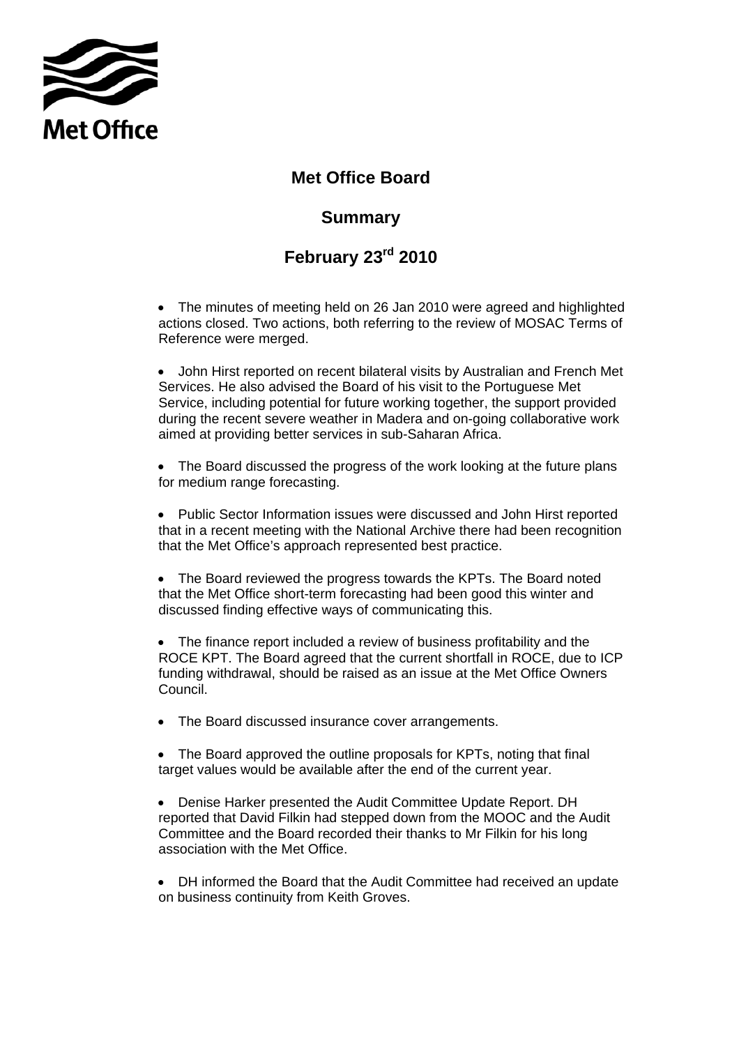Met Office

# Met Office Board

## Summary

## February 23rd 2010

- The minutes of meeting held on 26 Jan 2010 were agreed and highlighted actions closed. Two actions, both referring to the review of MOSAC Terms of Reference were merged.

- John Hirst reported on recent bilateral visits by Australian and French Met Services. He also advised the Board of his visit to the Portuguese Met Service, including potential for future working together, the support provided during the recent severe weather in Madera and on-going collaborative work aimed at providing better services in sub-Saharan Africa.

- The Board discussed the progress of the work looking at the future plans for medium range forecasting.

- Public Sector Information issues were discussed and John Hirst reported that in a recent meeting with the National Archive there had been recognition that the Met Office's approach represented best practice.

- The Board reviewed the progress towards the KPTs. The Board noted that the Met Office short-term forecasting had been good this winter and discussed finding effective ways of communicating this.

- The finance report included a review of business profitability and the ROCE KPT. The Board agreed that the current shortfall in ROCE, due to ICP funding withdrawal, should be raised as an issue at the Met Office Owners Council.

- The Board discussed insurance cover arrangements.

- The Board approved the outline proposals for KPTs, noting that final target values would be available after the end of the current year.

- Denise Harker presented the Audit Committee Update Report. DH reported that David Filkin had stepped down from the MOOC and the Audit Committee and the Board recorded their thanks to Mr Filkin for his long association with the Met Office.

- DH informed the Board that the Audit Committee had received an update on business continuity from Keith Groves.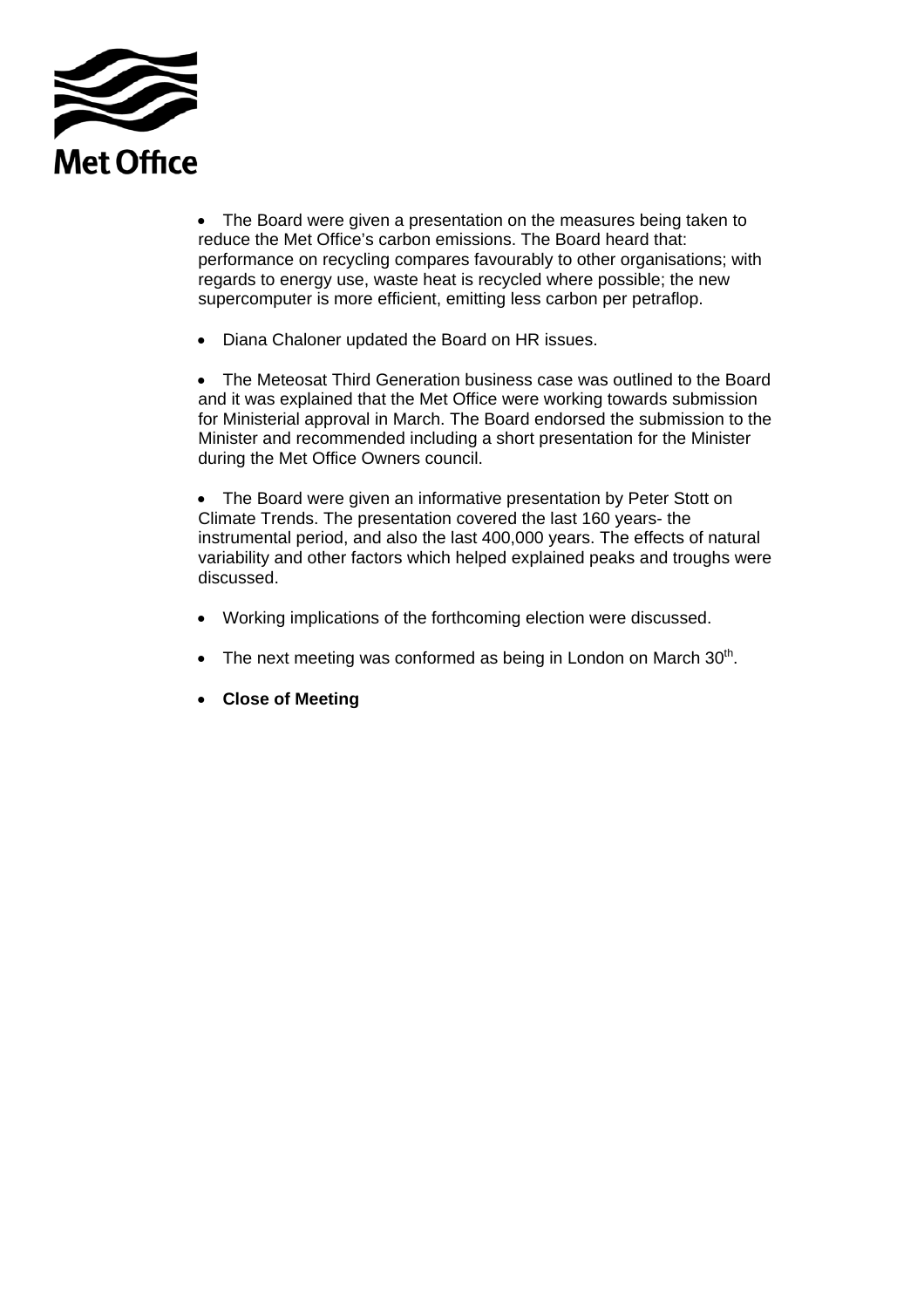- The Board were given a presentation on the measures being taken to reduce the Met Office's carbon emissions. The Board heard that: performance on recycling compares favourably to other organisations; with regards to energy use, waste heat is recycled where possible; the new supercomputer is more efficient, emitting less carbon per petraflop.

- Diana Chaloner updated the Board on HR issues.

- The Meteosat Third Generation business case was outlined to the Board and it was explained that the Met Office were working towards submission for Ministerial approval in March. The Board endorsed the submission to the Minister and recommended including a short presentation for the Minister during the Met Office Owners council.

- The Board were given an informative presentation by Peter Stott on Climate Trends. The presentation covered the last 160 years- the instrumental period, and also the last 400,000 years. The effects of natural variability and other factors which helped explained peaks and troughs were discussed.

- Working implications of the forthcoming election were discussed.

- The next meeting was conformed as being in London on March 30th.

- **Close of Meeting**